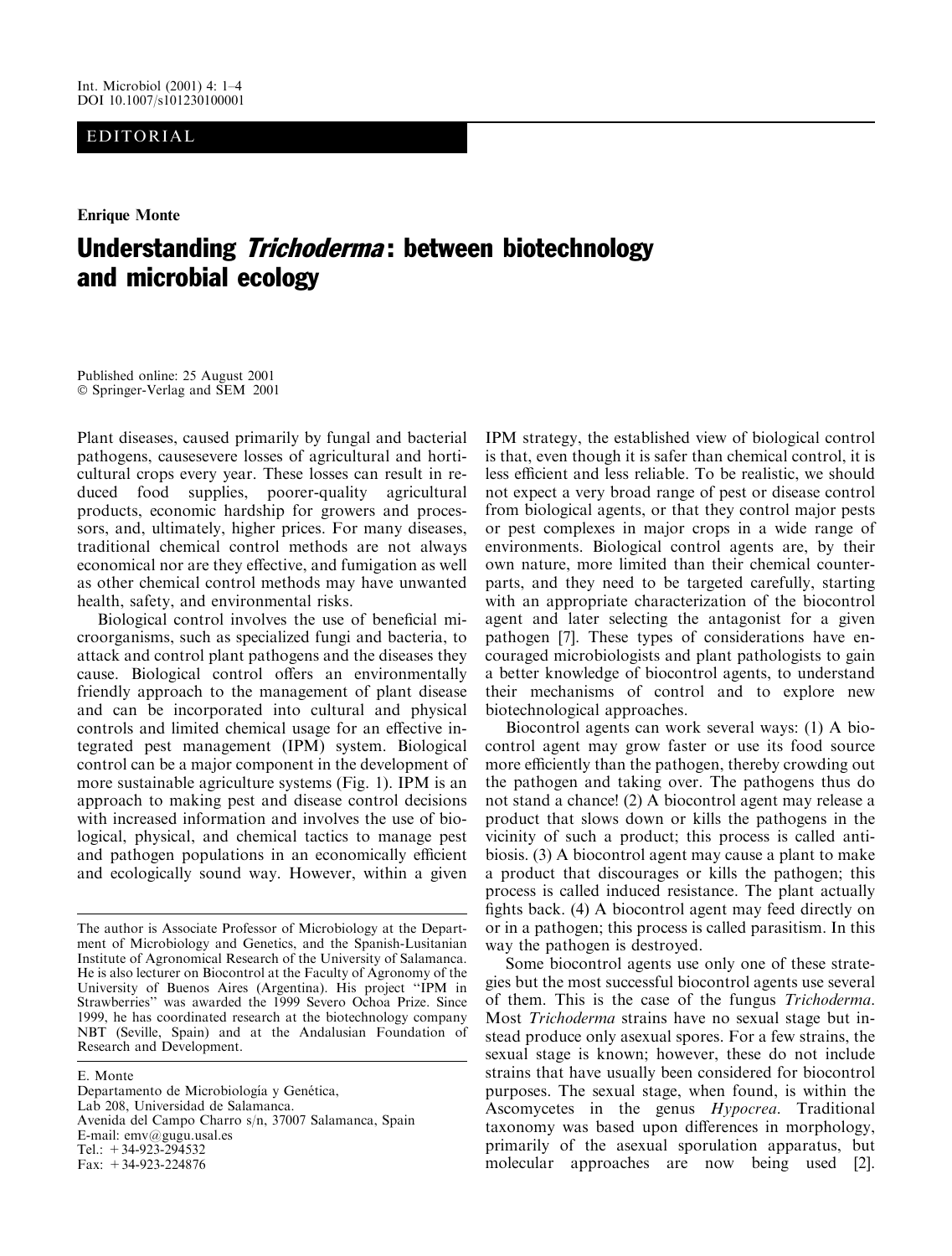EDITORIAL

Enrique Monte

# Understanding *Trichoderma*: between biotechnology and microbial ecology

Published online: 25 August 2001
© Springer-Verlag and SEM 2001

Plant diseases, caused primarily by fungal and bacterial pathogens, causesevere losses of agricultural and horticultural crops every year. These losses can result in reduced food supplies, poorer-quality agricultural products, economic hardship for growers and processors, and, ultimately, higher prices. For many diseases, traditional chemical control methods are not always economical nor are they effective, and fumigation as well as other chemical control methods may have unwanted health, safety, and environmental risks.

Biological control involves the use of beneficial microorganisms, such as specialized fungi and bacteria, to attack and control plant pathogens and the diseases they cause. Biological control offers an environmentally friendly approach to the management of plant disease and can be incorporated into cultural and physical controls and limited chemical usage for an effective integrated pest management (IPM) system. Biological control can be a major component in the development of more sustainable agriculture systems (Fig. 1). IPM is an approach to making pest and disease control decisions with increased information and involves the use of biological, physical, and chemical tactics to manage pest and pathogen populations in an economically efficient and ecologically sound way. However, within a given IPM strategy, the established view of biological control is that, even though it is safer than chemical control, it is less efficient and less reliable. To be realistic, we should not expect a very broad range of pest or disease control from biological agents, or that they control major pests or pest complexes in major crops in a wide range of environments. Biological control agents are, by their own nature, more limited than their chemical counterparts, and they need to be targeted carefully, starting with an appropriate characterization of the biocontrol agent and later selecting the antagonist for a given pathogen [7]. These types of considerations have encouraged microbiologists and plant pathologists to gain a better knowledge of biocontrol agents, to understand their mechanisms of control and to explore new biotechnological approaches.

Biocontrol agents can work several ways: (1) A biocontrol agent may grow faster or use its food source more efficiently than the pathogen, thereby crowding out the pathogen and taking over. The pathogens thus do not stand a chance! (2) A biocontrol agent may release a product that slows down or kills the pathogens in the vicinity of such a product; this process is called antibiosis. (3) A biocontrol agent may cause a plant to make a product that discourages or kills the pathogen; this process is called induced resistance. The plant actually fights back. (4) A biocontrol agent may feed directly on or in a pathogen; this process is called parasitism. In this way the pathogen is destroyed.

Some biocontrol agents use only one of these strategies but the most successful biocontrol agents use several of them. This is the case of the fungus *Trichoderma*. Most *Trichoderma* strains have no sexual stage but instead produce only asexual spores. For a few strains, the sexual stage is known; however, these do not include strains that have usually been considered for biocontrol purposes. The sexual stage, when found, is within the Ascomycetes in the genus *Hypocrea*. Traditional taxonomy was based upon differences in morphology, primarily of the asexual sporulation apparatus, but molecular approaches are now being used [2].

---

The author is Associate Professor of Microbiology at the Department of Microbiology and Genetics, and the Spanish-Lusitanian Institute of Agronomical Research of the University of Salamanca. He is also lecturer on Biocontrol at the Faculty of Agronomy of the University of Buenos Aires (Argentina). His project "IPM in Strawberries" was awarded the 1999 Severo Ochoa Prize. Since 1999, he has coordinated research at the biotechnology company NBT (Seville, Spain) and at the Andalusian Foundation of Research and Development.

E. Monte
Departamento de Microbiología y Genética,
Lab 208, Universidad de Salamanca.
Avenida del Campo Charro s/n, 37007 Salamanca, Spain
E-mail: emv@gugu.usal.es
Tel.: +34-923-294532
Fax: +34-923-224876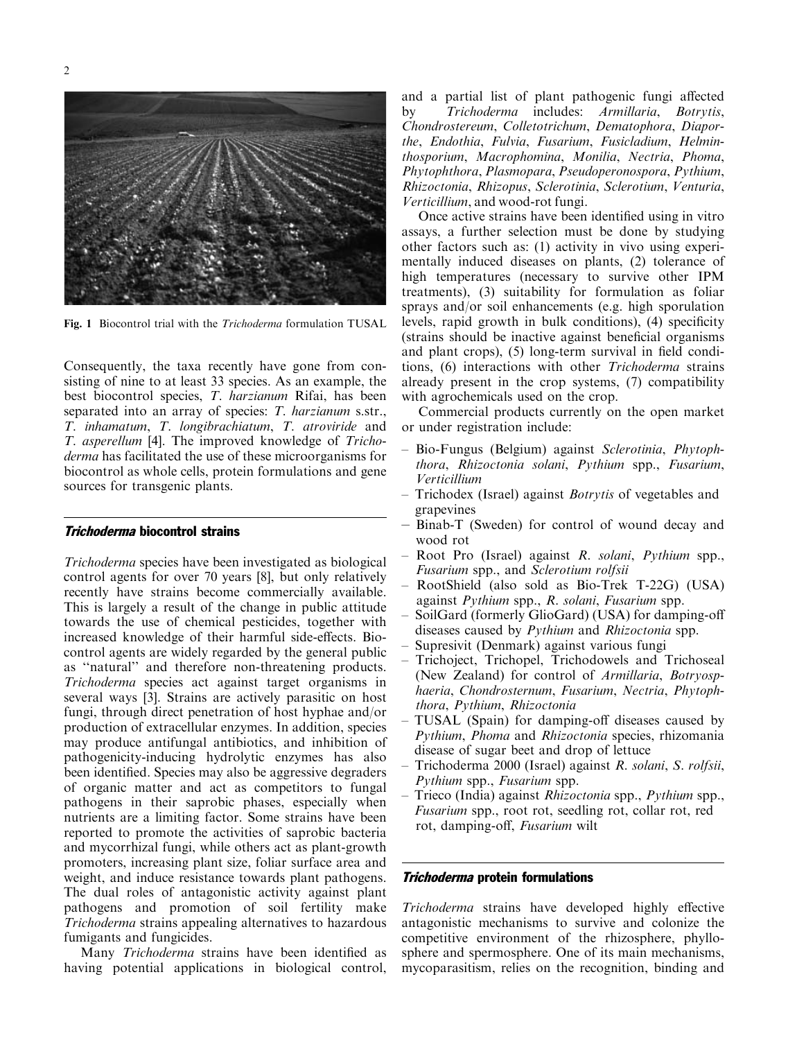Fig. 1 Biocontrol trial with the *Trichoderma* formulation TUSAL

Consequently, the taxa recently have gone from consisting of nine to at least 33 species. As an example, the best biocontrol species, *T. harzianum* Rifai, has been separated into an array of species: *T. harzianum* s.str., *T. inhamatum*, *T. longibrachiatum*, *T. atroviride* and *T. asperellum* [4]. The improved knowledge of *Trichoderma* has facilitated the use of these microorganisms for biocontrol as whole cells, protein formulations and gene sources for transgenic plants.

## *Trichoderma* biocontrol strains

*Trichoderma* species have been investigated as biological control agents for over 70 years [8], but only relatively recently have strains become commercially available. This is largely a result of the change in public attitude towards the use of chemical pesticides, together with increased knowledge of their harmful side-effects. Biocontrol agents are widely regarded by the general public as "natural" and therefore non-threatening products. *Trichoderma* species act against target organisms in several ways [3]. Strains are actively parasitic on host fungi, through direct penetration of host hyphae and/or production of extracellular enzymes. In addition, species may produce antifungal antibiotics, and inhibition of pathogenicity-inducing hydrolytic enzymes has also been identified. Species may also be aggressive degraders of organic matter and act as competitors to fungal pathogens in their saprobic phases, especially when nutrients are a limiting factor. Some strains have been reported to promote the activities of saprobic bacteria and mycorrhizal fungi, while others act as plant-growth promoters, increasing plant size, foliar surface area and weight, and induce resistance towards plant pathogens. The dual roles of antagonistic activity against plant pathogens and promotion of soil fertility make *Trichoderma* strains appealing alternatives to hazardous fumigants and fungicides.

Many *Trichoderma* strains have been identified as having potential applications in biological control, and a partial list of plant pathogenic fungi affected by *Trichoderma* includes: *Armillaria*, *Botrytis*, *Chondrostereum*, *Colletotrichum*, *Dematophora*, *Diaporthe*, *Endothia*, *Fulvia*, *Fusarium*, *Fusicladium*, *Helminthosporium*, *Macrophomina*, *Monilia*, *Nectria*, *Phoma*, *Phytophthora*, *Plasmopara*, *Pseudoperonospora*, *Pythium*, *Rhizoctonia*, *Rhizopus*, *Sclerotinia*, *Sclerotium*, *Venturia*, *Verticillium*, and wood-rot fungi.

Once active strains have been identified using in vitro assays, a further selection must be done by studying other factors such as: (1) activity in vivo using experimentally induced diseases on plants, (2) tolerance of high temperatures (necessary to survive other IPM treatments), (3) suitability for formulation as foliar sprays and/or soil enhancements (e.g. high sporulation levels, rapid growth in bulk conditions), (4) specificity (strains should be inactive against beneficial organisms and plant crops), (5) long-term survival in field conditions, (6) interactions with other *Trichoderma* strains already present in the crop systems, (7) compatibility with agrochemicals used on the crop.

Commercial products currently on the open market or under registration include:

- Bio-Fungus (Belgium) against *Sclerotinia*, *Phytophthora*, *Rhizoctonia solani*, *Pythium* spp., *Fusarium*, *Verticillium*
- Trichodex (Israel) against *Botrytis* of vegetables and grapevines
- Binab-T (Sweden) for control of wound decay and wood rot
- Root Pro (Israel) against *R. solani*, *Pythium* spp., *Fusarium* spp., and *Sclerotium rolfsii*
- RootShield (also sold as Bio-Trek T-22G) (USA) against *Pythium* spp., *R. solani*, *Fusarium* spp.
- SoilGard (formerly GlioGard) (USA) for damping-off diseases caused by *Pythium* and *Rhizoctonia* spp.
- Supresivit (Denmark) against various fungi
- Trichoject, Trichopel, Trichodowels and Trichoseal (New Zealand) for control of *Armillaria*, *Botryosphaeria*, *Chondrosternum*, *Fusarium*, *Nectria*, *Phytophthora*, *Pythium*, *Rhizoctonia*
- TUSAL (Spain) for damping-off diseases caused by *Pythium*, *Phoma* and *Rhizoctonia* species, rhizomania disease of sugar beet and drop of lettuce
- Trichoderma 2000 (Israel) against *R. solani*, *S. rolfsii*, *Pythium* spp., *Fusarium* spp.
- Trieco (India) against *Rhizoctonia* spp., *Pythium* spp., *Fusarium* spp., root rot, seedling rot, collar rot, red rot, damping-off, *Fusarium* wilt

## *Trichoderma* protein formulations

*Trichoderma* strains have developed highly effective antagonistic mechanisms to survive and colonize the competitive environment of the rhizosphere, phyllosphere and spermosphere. One of its main mechanisms, mycoparasitism, relies on the recognition, binding and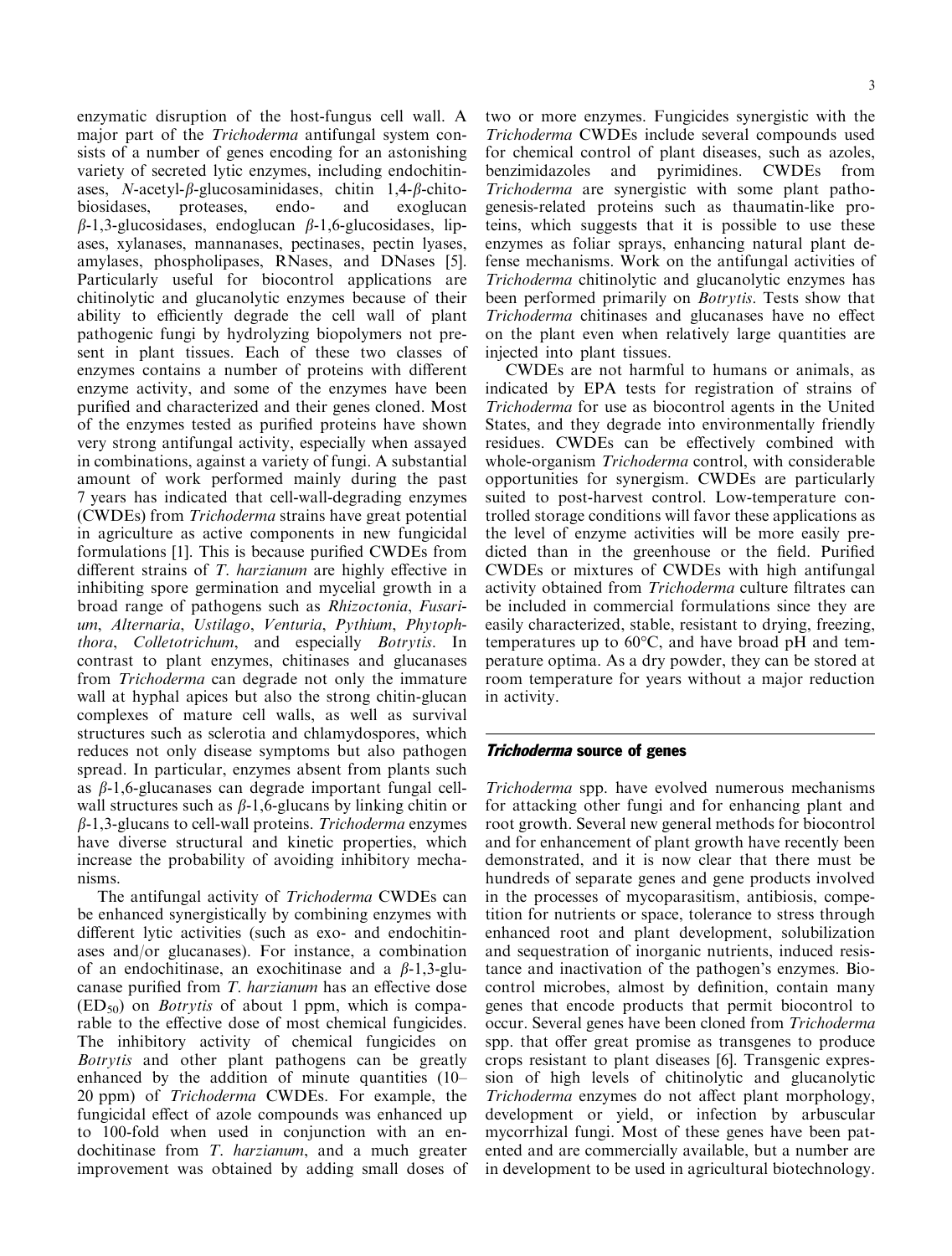enzymatic disruption of the host-fungus cell wall. A major part of the *Trichoderma* antifungal system consists of a number of genes encoding for an astonishing variety of secreted lytic enzymes, including endochitinases, *N*-acetyl-$\beta$-glucosaminidases, chitin 1,4-$\beta$-chitobiosidases, proteases, endo- and exoglucan $\beta$-1,3-glucosidases, endoglucan $\beta$-1,6-glucosidases, lipases, xylanases, mannanases, pectinases, pectin lyases, amylases, phospholipases, RNases, and DNases [5]. Particularly useful for biocontrol applications are chitinolytic and glucanolytic enzymes because of their ability to efficiently degrade the cell wall of plant pathogenic fungi by hydrolyzing biopolymers not present in plant tissues. Each of these two classes of enzymes contains a number of proteins with different enzyme activity, and some of the enzymes have been purified and characterized and their genes cloned. Most of the enzymes tested as purified proteins have shown very strong antifungal activity, especially when assayed in combinations, against a variety of fungi. A substantial amount of work performed mainly during the past 7 years has indicated that cell-wall-degrading enzymes (CWDEs) from *Trichoderma* strains have great potential in agriculture as active components in new fungicidal formulations [1]. This is because purified CWDEs from different strains of *T. harzianum* are highly effective in inhibiting spore germination and mycelial growth in a broad range of pathogens such as *Rhizoctonia*, *Fusarium*, *Alternaria*, *Ustilago*, *Venturia*, *Pythium*, *Phytophthora*, *Colletotrichum*, and especially *Botrytis*. In contrast to plant enzymes, chitinases and glucanases from *Trichoderma* can degrade not only the immature wall at hyphal apices but also the strong chitin-glucan complexes of mature cell walls, as well as survival structures such as sclerotia and chlamydospores, which reduces not only disease symptoms but also pathogen spread. In particular, enzymes absent from plants such as $\beta$-1,6-glucanases can degrade important fungal cell-wall structures such as $\beta$-1,6-glucans by linking chitin or $\beta$-1,3-glucans to cell-wall proteins. *Trichoderma* enzymes have diverse structural and kinetic properties, which increase the probability of avoiding inhibitory mechanisms.

The antifungal activity of *Trichoderma* CWDEs can be enhanced synergistically by combining enzymes with different lytic activities (such as exo- and endochitinases and/or glucanases). For instance, a combination of an endochitinase, an exochitinase and a $\beta$-1,3-glucanase purified from *T. harzianum* has an effective dose ($ED_{50}$) on *Botrytis* of about 1 ppm, which is comparable to the effective dose of most chemical fungicides. The inhibitory activity of chemical fungicides on *Botrytis* and other plant pathogens can be greatly enhanced by the addition of minute quantities (10–20 ppm) of *Trichoderma* CWDEs. For example, the fungicidal effect of azole compounds was enhanced up to 100-fold when used in conjunction with an endochitinase from *T. harzianum*, and a much greater improvement was obtained by adding small doses of two or more enzymes. Fungicides synergistic with the *Trichoderma* CWDEs include several compounds used for chemical control of plant diseases, such as azoles, benzimidazoles and pyrimidines. CWDEs from *Trichoderma* are synergistic with some plant pathogenesis-related proteins such as thaumatin-like proteins, which suggests that it is possible to use these enzymes as foliar sprays, enhancing natural plant defense mechanisms. Work on the antifungal activities of *Trichoderma* chitinolytic and glucanolytic enzymes has been performed primarily on *Botrytis*. Tests show that *Trichoderma* chitinases and glucanases have no effect on the plant even when relatively large quantities are injected into plant tissues.

CWDEs are not harmful to humans or animals, as indicated by EPA tests for registration of strains of *Trichoderma* for use as biocontrol agents in the United States, and they degrade into environmentally friendly residues. CWDEs can be effectively combined with whole-organism *Trichoderma* control, with considerable opportunities for synergism. CWDEs are particularly suited to post-harvest control. Low-temperature controlled storage conditions will favor these applications as the level of enzyme activities will be more easily predicted than in the greenhouse or the field. Purified CWDEs or mixtures of CWDEs with high antifungal activity obtained from *Trichoderma* culture filtrates can be included in commercial formulations since they are easily characterized, stable, resistant to drying, freezing, temperatures up to 60°C, and have broad pH and temperature optima. As a dry powder, they can be stored at room temperature for years without a major reduction in activity.

## *Trichoderma* source of genes

*Trichoderma* spp. have evolved numerous mechanisms for attacking other fungi and for enhancing plant and root growth. Several new general methods for biocontrol and for enhancement of plant growth have recently been demonstrated, and it is now clear that there must be hundreds of separate genes and gene products involved in the processes of mycoparasitism, antibiosis, competition for nutrients or space, tolerance to stress through enhanced root and plant development, solubilization and sequestration of inorganic nutrients, induced resistance and inactivation of the pathogen's enzymes. Biocontrol microbes, almost by definition, contain many genes that encode products that permit biocontrol to occur. Several genes have been cloned from *Trichoderma* spp. that offer great promise as transgenes to produce crops resistant to plant diseases [6]. Transgenic expression of high levels of chitinolytic and glucanolytic *Trichoderma* enzymes do not affect plant morphology, development or yield, or infection by arbuscular mycorrhizal fungi. Most of these genes have been patented and are commercially available, but a number are in development to be used in agricultural biotechnology.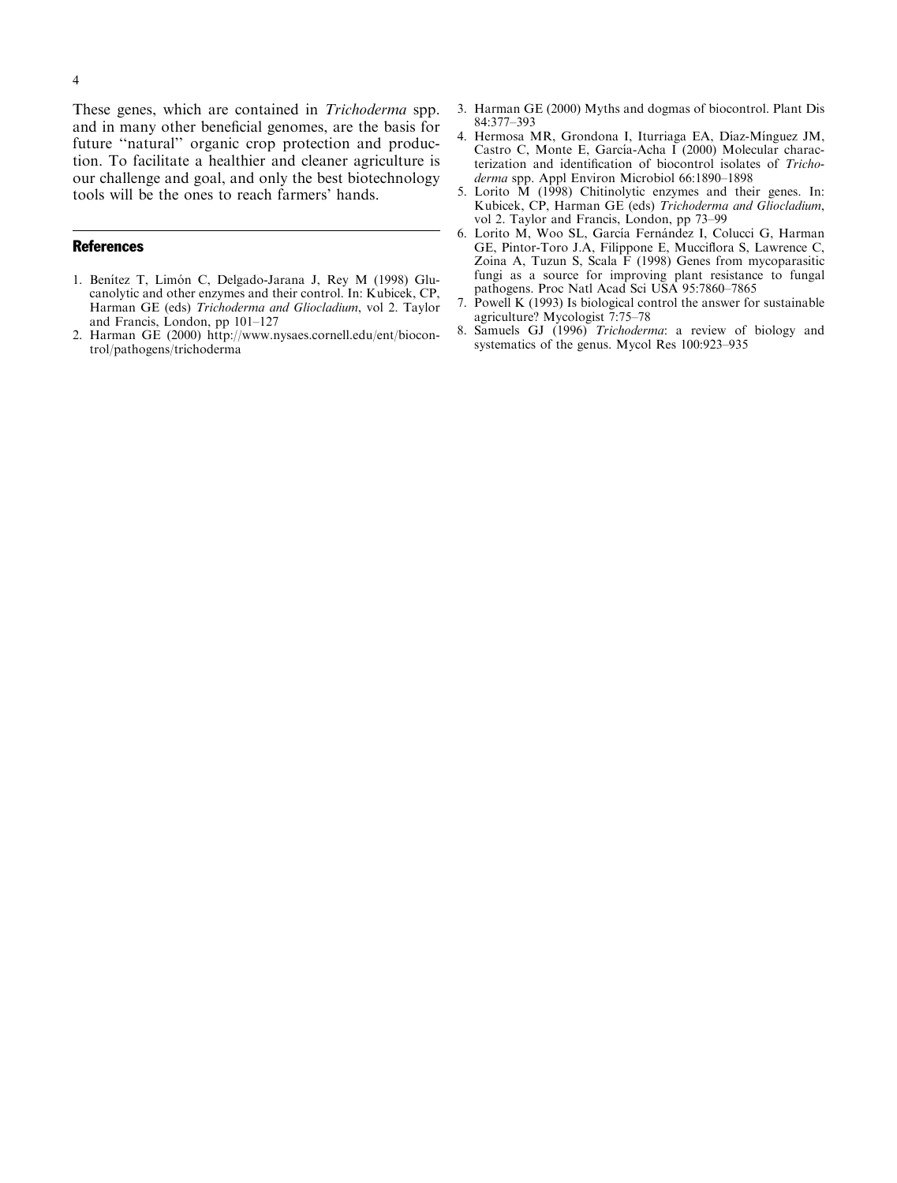These genes, which are contained in *Trichoderma* spp. and in many other beneficial genomes, are the basis for future "natural" organic crop protection and production. To facilitate a healthier and cleaner agriculture is our challenge and goal, and only the best biotechnology tools will be the ones to reach farmers' hands.

## References

1. Benítez T, Limón C, Delgado-Jarana J, Rey M (1998) Glucanolytic and other enzymes and their control. In: Kubicek, CP, Harman GE (eds) *Trichoderma and Gliocladium*, vol 2. Taylor and Francis, London, pp 101–127
2. Harman GE (2000) http://www.nysaes.cornell.edu/ent/biocontrol/pathogens/trichoderma
3. Harman GE (2000) Myths and dogmas of biocontrol. Plant Dis 84:377–393
4. Hermosa MR, Grondona I, Iturriaga EA, Díaz-Mínguez JM, Castro C, Monte E, García-Acha I (2000) Molecular characterization and identification of biocontrol isolates of *Trichoderma* spp. Appl Environ Microbiol 66:1890–1898
5. Lorito M (1998) Chitinolytic enzymes and their genes. In: Kubicek, CP, Harman GE (eds) *Trichoderma and Gliocladium*, vol 2. Taylor and Francis, London, pp 73–99
6. Lorito M, Woo SL, García Fernández I, Colucci G, Harman GE, Pintor-Toro J.A, Filippone E, Mucciflora S, Lawrence C, Zoina A, Tuzun S, Scala F (1998) Genes from mycoparasitic fungi as a source for improving plant resistance to fungal pathogens. Proc Natl Acad Sci USA 95:7860–7865
7. Powell K (1993) Is biological control the answer for sustainable agriculture? Mycologist 7:75–78
8. Samuels GJ (1996) *Trichoderma*: a review of biology and systematics of the genus. Mycol Res 100:923–935